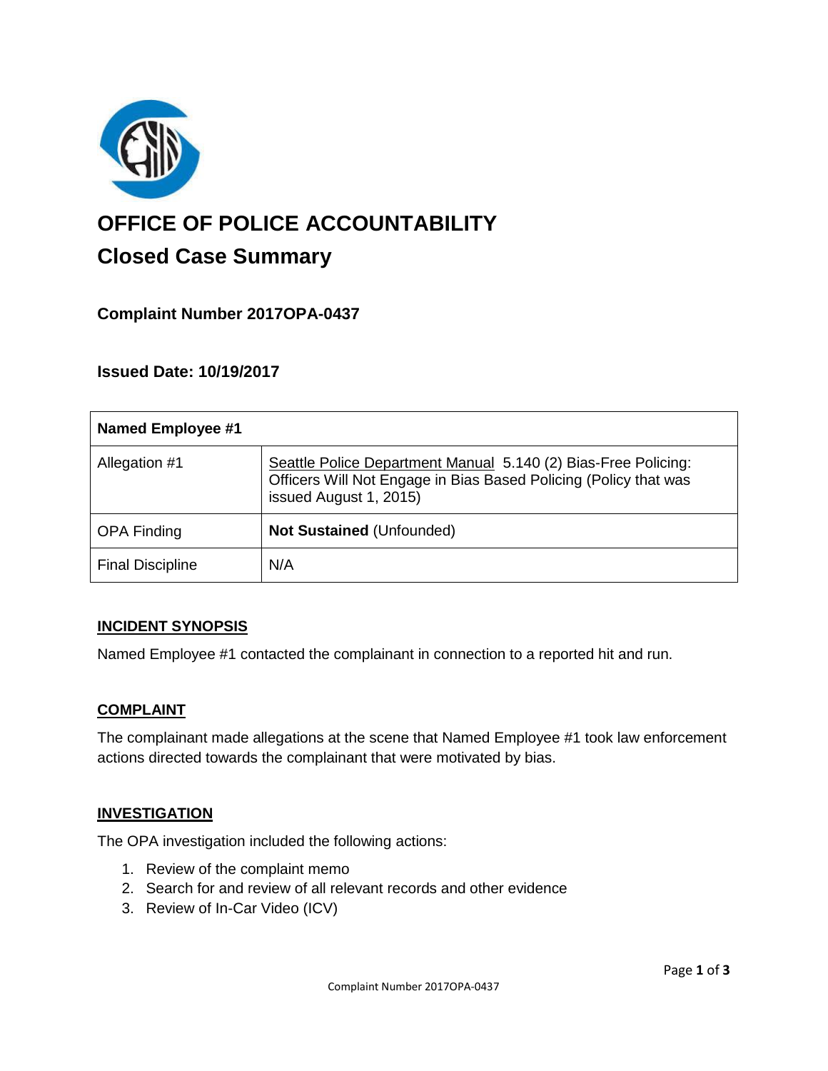# OFFICE OF POLICE ACCOUNTABILITY

## Closed Case Summary

### Complaint Number 2017OPA-0437

### Issued Date: 10/19/2017

| Named Employee #1 | |
|---|---|
| Allegation #1 | Seattle Police Department Manual 5.140 (2) Bias-Free Policing: Officers Will Not Engage in Bias Based Policing (Policy that was issued August 1, 2015) |
| OPA Finding | **Not Sustained** (Unfounded) |
| Final Discipline | N/A |

### INCIDENT SYNOPSIS

Named Employee #1 contacted the complainant in connection to a reported hit and run.

### COMPLAINT

The complainant made allegations at the scene that Named Employee #1 took law enforcement actions directed towards the complainant that were motivated by bias.

### INVESTIGATION

The OPA investigation included the following actions:

1. Review of the complaint memo
2. Search for and review of all relevant records and other evidence
3. Review of In-Car Video (ICV)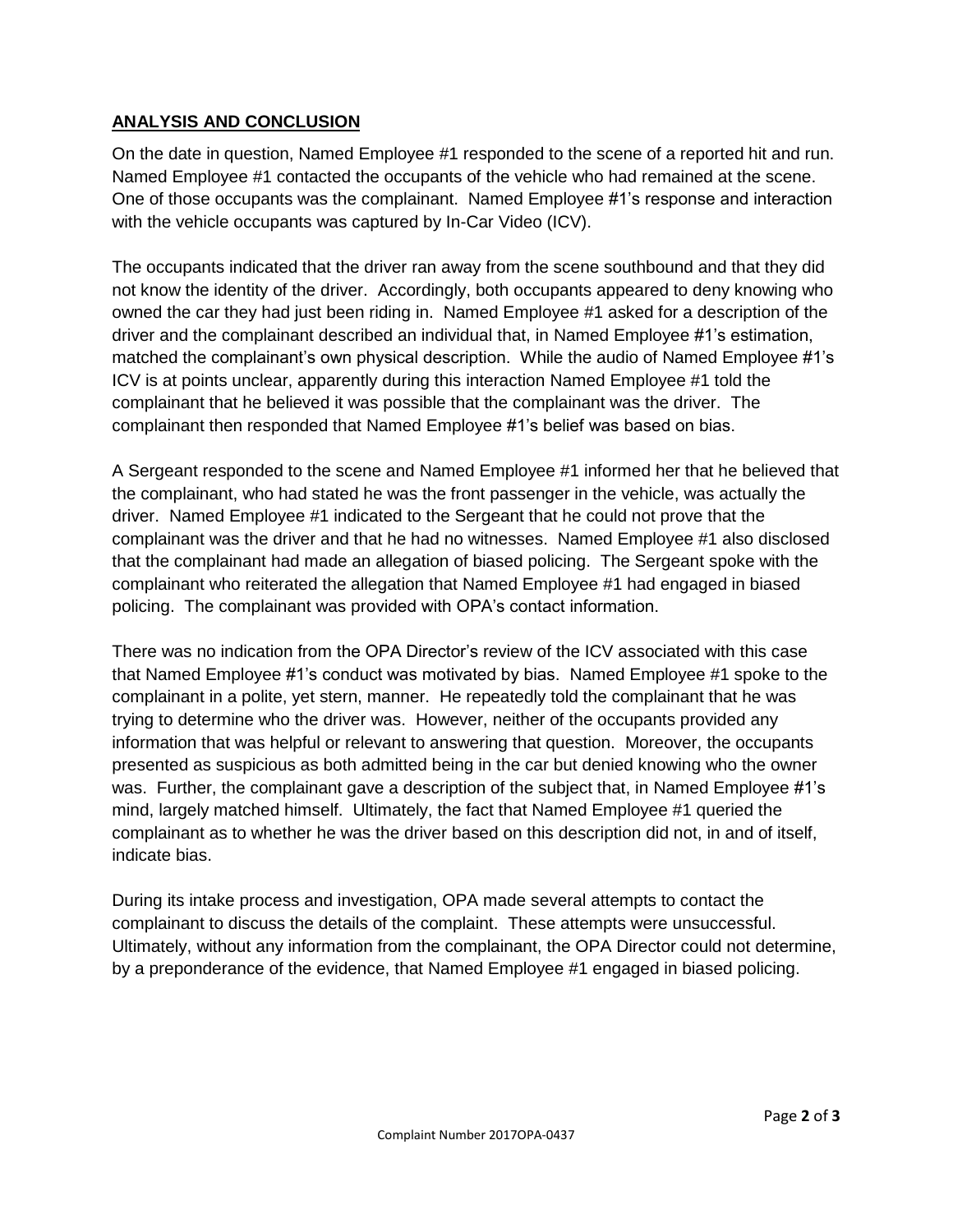## ANALYSIS AND CONCLUSION

On the date in question, Named Employee #1 responded to the scene of a reported hit and run. Named Employee #1 contacted the occupants of the vehicle who had remained at the scene. One of those occupants was the complainant. Named Employee #1's response and interaction with the vehicle occupants was captured by In-Car Video (ICV).

The occupants indicated that the driver ran away from the scene southbound and that they did not know the identity of the driver. Accordingly, both occupants appeared to deny knowing who owned the car they had just been riding in. Named Employee #1 asked for a description of the driver and the complainant described an individual that, in Named Employee #1's estimation, matched the complainant's own physical description. While the audio of Named Employee #1's ICV is at points unclear, apparently during this interaction Named Employee #1 told the complainant that he believed it was possible that the complainant was the driver. The complainant then responded that Named Employee #1's belief was based on bias.

A Sergeant responded to the scene and Named Employee #1 informed her that he believed that the complainant, who had stated he was the front passenger in the vehicle, was actually the driver. Named Employee #1 indicated to the Sergeant that he could not prove that the complainant was the driver and that he had no witnesses. Named Employee #1 also disclosed that the complainant had made an allegation of biased policing. The Sergeant spoke with the complainant who reiterated the allegation that Named Employee #1 had engaged in biased policing. The complainant was provided with OPA's contact information.

There was no indication from the OPA Director's review of the ICV associated with this case that Named Employee #1's conduct was motivated by bias. Named Employee #1 spoke to the complainant in a polite, yet stern, manner. He repeatedly told the complainant that he was trying to determine who the driver was. However, neither of the occupants provided any information that was helpful or relevant to answering that question. Moreover, the occupants presented as suspicious as both admitted being in the car but denied knowing who the owner was. Further, the complainant gave a description of the subject that, in Named Employee #1's mind, largely matched himself. Ultimately, the fact that Named Employee #1 queried the complainant as to whether he was the driver based on this description did not, in and of itself, indicate bias.

During its intake process and investigation, OPA made several attempts to contact the complainant to discuss the details of the complaint. These attempts were unsuccessful. Ultimately, without any information from the complainant, the OPA Director could not determine, by a preponderance of the evidence, that Named Employee #1 engaged in biased policing.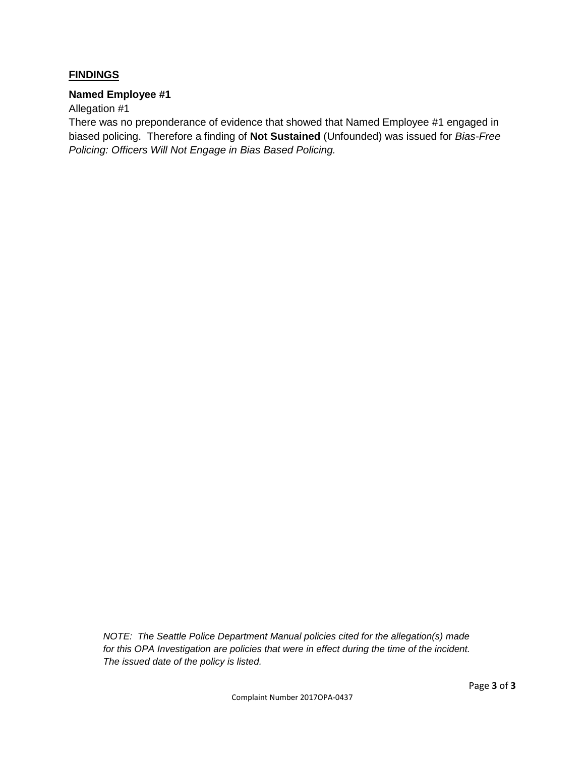## FINDINGS

**Named Employee #1**

Allegation #1

There was no preponderance of evidence that showed that Named Employee #1 engaged in biased policing. Therefore a finding of **Not Sustained** (Unfounded) was issued for *Bias-Free Policing: Officers Will Not Engage in Bias Based Policing.*

*NOTE: The Seattle Police Department Manual policies cited for the allegation(s) made for this OPA Investigation are policies that were in effect during the time of the incident. The issued date of the policy is listed.*

Complaint Number 2017OPA-0437